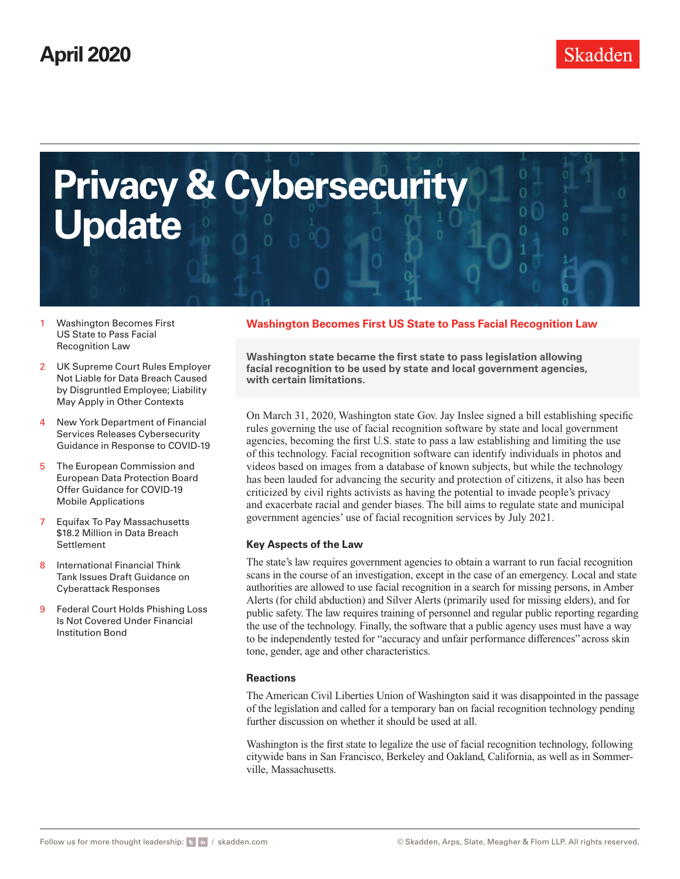April 2020

Skadden

# Privacy & Cybersecurity Update

1 Washington Becomes First US State to Pass Facial Recognition Law

2 UK Supreme Court Rules Employer Not Liable for Data Breach Caused by Disgruntled Employee; Liability May Apply in Other Contexts

4 New York Department of Financial Services Releases Cybersecurity Guidance in Response to COVID-19

5 The European Commission and European Data Protection Board Offer Guidance for COVID-19 Mobile Applications

7 Equifax To Pay Massachusetts $18.2 Million in Data Breach Settlement

8 International Financial Think Tank Issues Draft Guidance on Cyberattack Responses

9 Federal Court Holds Phishing Loss Is Not Covered Under Financial Institution Bond

## Washington Becomes First US State to Pass Facial Recognition Law

**Washington state became the first state to pass legislation allowing facial recognition to be used by state and local government agencies, with certain limitations.**

On March 31, 2020, Washington state Gov. Jay Inslee signed a bill establishing specific rules governing the use of facial recognition software by state and local government agencies, becoming the first U.S. state to pass a law establishing and limiting the use of this technology. Facial recognition software can identify individuals in photos and videos based on images from a database of known subjects, but while the technology has been lauded for advancing the security and protection of citizens, it also has been criticized by civil rights activists as having the potential to invade people's privacy and exacerbate racial and gender biases. The bill aims to regulate state and municipal government agencies' use of facial recognition services by July 2021.

### Key Aspects of the Law

The state's law requires government agencies to obtain a warrant to run facial recognition scans in the course of an investigation, except in the case of an emergency. Local and state authorities are allowed to use facial recognition in a search for missing persons, in Amber Alerts (for child abduction) and Silver Alerts (primarily used for missing elders), and for public safety. The law requires training of personnel and regular public reporting regarding the use of the technology. Finally, the software that a public agency uses must have a way to be independently tested for "accuracy and unfair performance differences" across skin tone, gender, age and other characteristics.

### Reactions

The American Civil Liberties Union of Washington said it was disappointed in the passage of the legislation and called for a temporary ban on facial recognition technology pending further discussion on whether it should be used at all.

Washington is the first state to legalize the use of facial recognition technology, following citywide bans in San Francisco, Berkeley and Oakland, California, as well as in Sommerville, Massachusetts.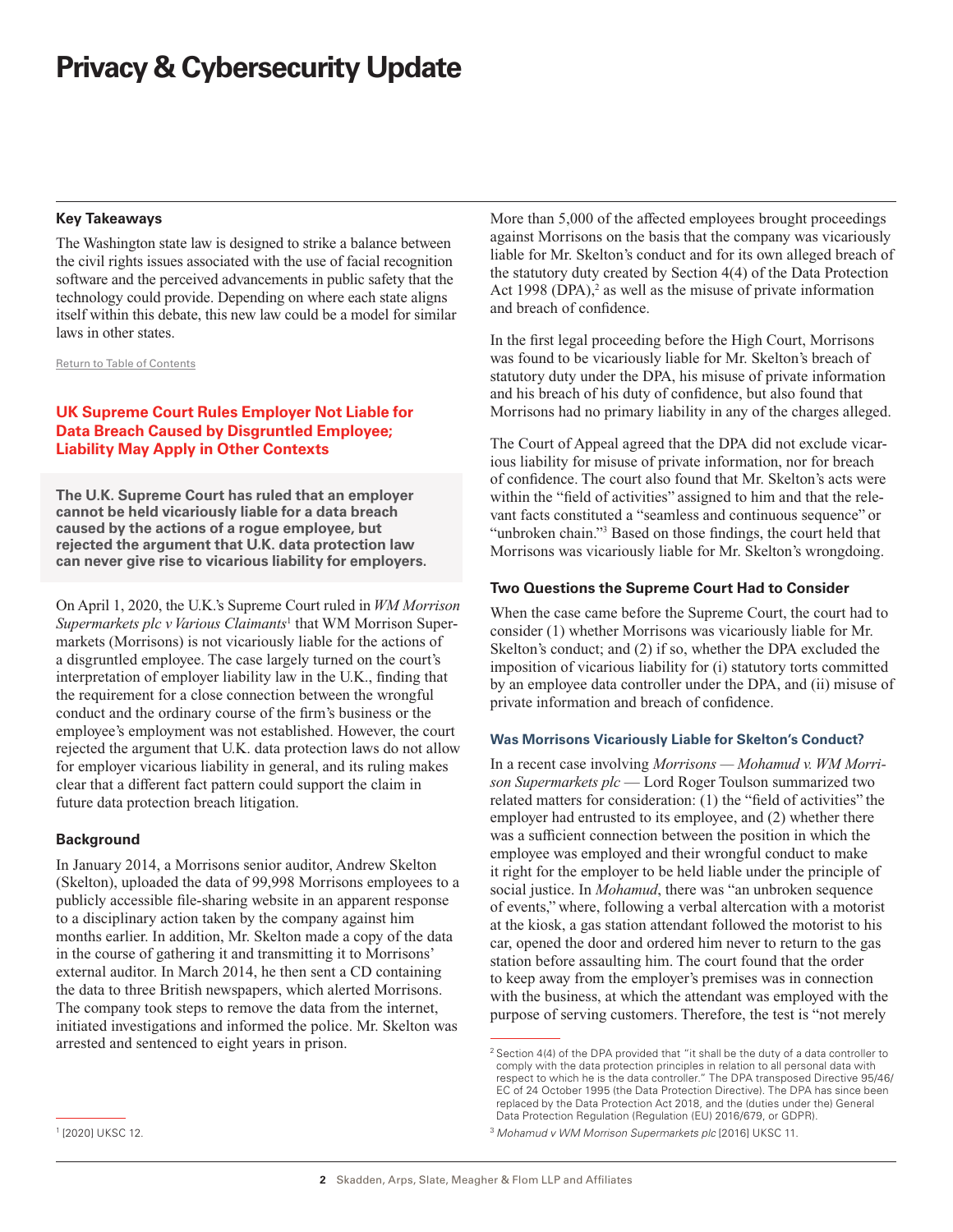### Key Takeaways

The Washington state law is designed to strike a balance between the civil rights issues associated with the use of facial recognition software and the perceived advancements in public safety that the technology could provide. Depending on where each state aligns itself within this debate, this new law could be a model for similar laws in other states.

Return to Table of Contents

## UK Supreme Court Rules Employer Not Liable for Data Breach Caused by Disgruntled Employee; Liability May Apply in Other Contexts

**The U.K. Supreme Court has ruled that an employer cannot be held vicariously liable for a data breach caused by the actions of a rogue employee, but rejected the argument that U.K. data protection law can never give rise to vicarious liability for employers.**

On April 1, 2020, the U.K.'s Supreme Court ruled in *WM Morrison Supermarkets plc v Various Claimants*[1] that WM Morrison Supermarkets (Morrisons) is not vicariously liable for the actions of a disgruntled employee. The case largely turned on the court's interpretation of employer liability law in the U.K., finding that the requirement for a close connection between the wrongful conduct and the ordinary course of the firm's business or the employee's employment was not established. However, the court rejected the argument that U.K. data protection laws do not allow for employer vicarious liability in general, and its ruling makes clear that a different fact pattern could support the claim in future data protection breach litigation.

### Background

In January 2014, a Morrisons senior auditor, Andrew Skelton (Skelton), uploaded the data of 99,998 Morrisons employees to a publicly accessible file-sharing website in an apparent response to a disciplinary action taken by the company against him months earlier. In addition, Mr. Skelton made a copy of the data in the course of gathering it and transmitting it to Morrisons' external auditor. In March 2014, he then sent a CD containing the data to three British newspapers, which alerted Morrisons. The company took steps to remove the data from the internet, initiated investigations and informed the police. Mr. Skelton was arrested and sentenced to eight years in prison.

More than 5,000 of the affected employees brought proceedings against Morrisons on the basis that the company was vicariously liable for Mr. Skelton's conduct and for its own alleged breach of the statutory duty created by Section 4(4) of the Data Protection Act 1998 (DPA),[2] as well as the misuse of private information and breach of confidence.

In the first legal proceeding before the High Court, Morrisons was found to be vicariously liable for Mr. Skelton's breach of statutory duty under the DPA, his misuse of private information and his breach of his duty of confidence, but also found that Morrisons had no primary liability in any of the charges alleged.

The Court of Appeal agreed that the DPA did not exclude vicarious liability for misuse of private information, nor for breach of confidence. The court also found that Mr. Skelton's acts were within the "field of activities" assigned to him and that the relevant facts constituted a "seamless and continuous sequence" or "unbroken chain."[3] Based on those findings, the court held that Morrisons was vicariously liable for Mr. Skelton's wrongdoing.

### Two Questions the Supreme Court Had to Consider

When the case came before the Supreme Court, the court had to consider (1) whether Morrisons was vicariously liable for Mr. Skelton's conduct; and (2) if so, whether the DPA excluded the imposition of vicarious liability for (i) statutory torts committed by an employee data controller under the DPA, and (ii) misuse of private information and breach of confidence.

#### Was Morrisons Vicariously Liable for Skelton's Conduct?

In a recent case involving *Morrisons* — *Mohamud v. WM Morrison Supermarkets plc* — Lord Roger Toulson summarized two related matters for consideration: (1) the "field of activities" the employer had entrusted to its employee, and (2) whether there was a sufficient connection between the position in which the employee was employed and their wrongful conduct to make it right for the employer to be held liable under the principle of social justice. In *Mohamud*, there was "an unbroken sequence of events," where, following a verbal altercation with a motorist at the kiosk, a gas station attendant followed the motorist to his car, opened the door and ordered him never to return to the gas station before assaulting him. The court found that the order to keep away from the employer's premises was in connection with the business, at which the attendant was employed with the purpose of serving customers. Therefore, the test is "not merely

---

[1] [2020] UKSC 12.

[2] Section 4(4) of the DPA provided that "it shall be the duty of a data controller to comply with the data protection principles in relation to all personal data with respect to which he is the data controller." The DPA transposed Directive 95/46/EC of 24 October 1995 (the Data Protection Directive). The DPA has since been replaced by the Data Protection Act 2018, and the (duties under the) General Data Protection Regulation (Regulation (EU) 2016/679, or GDPR).

[3] *Mohamud v WM Morrison Supermarkets plc* [2016] UKSC 11.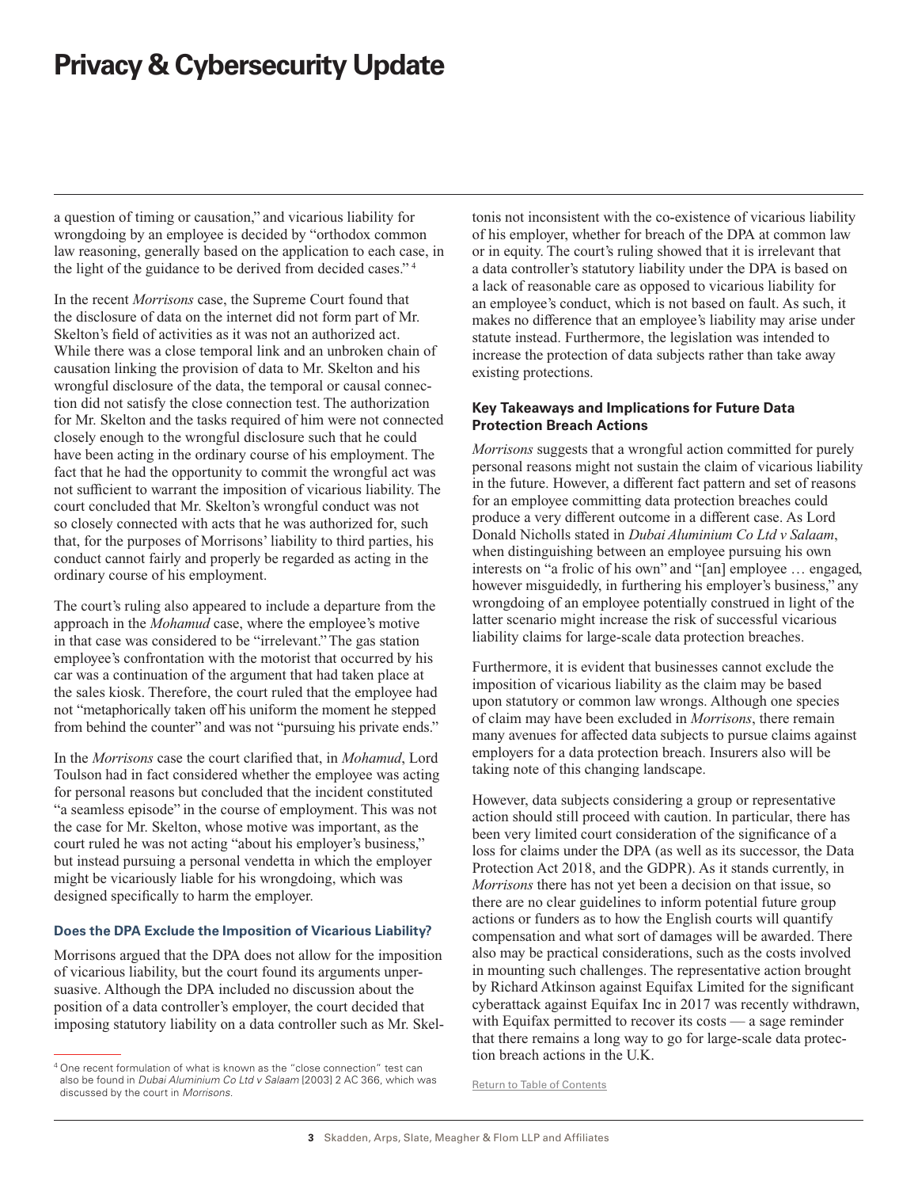a question of timing or causation," and vicarious liability for wrongdoing by an employee is decided by "orthodox common law reasoning, generally based on the application to each case, in the light of the guidance to be derived from decided cases." [4]

In the recent *Morrisons* case, the Supreme Court found that the disclosure of data on the internet did not form part of Mr. Skelton's field of activities as it was not an authorized act. While there was a close temporal link and an unbroken chain of causation linking the provision of data to Mr. Skelton and his wrongful disclosure of the data, the temporal or causal connection did not satisfy the close connection test. The authorization for Mr. Skelton and the tasks required of him were not connected closely enough to the wrongful disclosure such that he could have been acting in the ordinary course of his employment. The fact that he had the opportunity to commit the wrongful act was not sufficient to warrant the imposition of vicarious liability. The court concluded that Mr. Skelton's wrongful conduct was not so closely connected with acts that he was authorized for, such that, for the purposes of Morrisons' liability to third parties, his conduct cannot fairly and properly be regarded as acting in the ordinary course of his employment.

The court's ruling also appeared to include a departure from the approach in the *Mohamud* case, where the employee's motive in that case was considered to be "irrelevant." The gas station employee's confrontation with the motorist that occurred by his car was a continuation of the argument that had taken place at the sales kiosk. Therefore, the court ruled that the employee had not "metaphorically taken off his uniform the moment he stepped from behind the counter" and was not "pursuing his private ends."

In the *Morrisons* case the court clarified that, in *Mohamud*, Lord Toulson had in fact considered whether the employee was acting for personal reasons but concluded that the incident constituted "a seamless episode" in the course of employment. This was not the case for Mr. Skelton, whose motive was important, as the court ruled he was not acting "about his employer's business," but instead pursuing a personal vendetta in which the employer might be vicariously liable for his wrongdoing, which was designed specifically to harm the employer.

### Does the DPA Exclude the Imposition of Vicarious Liability?

Morrisons argued that the DPA does not allow for the imposition of vicarious liability, but the court found its arguments unpersuasive. Although the DPA included no discussion about the position of a data controller's employer, the court decided that imposing statutory liability on a data controller such as Mr. Skelton is not inconsistent with the co-existence of vicarious liability of his employer, whether for breach of the DPA at common law or in equity. The court's ruling showed that it is irrelevant that a data controller's statutory liability under the DPA is based on a lack of reasonable care as opposed to vicarious liability for an employee's conduct, which is not based on fault. As such, it makes no difference that an employee's liability may arise under statute instead. Furthermore, the legislation was intended to increase the protection of data subjects rather than take away existing protections.

### Key Takeaways and Implications for Future Data Protection Breach Actions

*Morrisons* suggests that a wrongful action committed for purely personal reasons might not sustain the claim of vicarious liability in the future. However, a different fact pattern and set of reasons for an employee committing data protection breaches could produce a very different outcome in a different case. As Lord Donald Nicholls stated in *Dubai Aluminium Co Ltd v Salaam*, when distinguishing between an employee pursuing his own interests on "a frolic of his own" and "[an] employee … engaged, however misguidedly, in furthering his employer's business," any wrongdoing of an employee potentially construed in light of the latter scenario might increase the risk of successful vicarious liability claims for large-scale data protection breaches.

Furthermore, it is evident that businesses cannot exclude the imposition of vicarious liability as the claim may be based upon statutory or common law wrongs. Although one species of claim may have been excluded in *Morrisons*, there remain many avenues for affected data subjects to pursue claims against employers for a data protection breach. Insurers also will be taking note of this changing landscape.

However, data subjects considering a group or representative action should still proceed with caution. In particular, there has been very limited court consideration of the significance of a loss for claims under the DPA (as well as its successor, the Data Protection Act 2018, and the GDPR). As it stands currently, in *Morrisons* there has not yet been a decision on that issue, so there are no clear guidelines to inform potential future group actions or funders as to how the English courts will quantify compensation and what sort of damages will be awarded. There also may be practical considerations, such as the costs involved in mounting such challenges. The representative action brought by Richard Atkinson against Equifax Limited for the significant cyberattack against Equifax Inc in 2017 was recently withdrawn, with Equifax permitted to recover its costs — a sage reminder that there remains a long way to go for large-scale data protection breach actions in the U.K.

Return to Table of Contents

[4] One recent formulation of what is known as the "close connection" test can also be found in *Dubai Aluminium Co Ltd v Salaam* [2003] 2 AC 366, which was discussed by the court in *Morrisons*.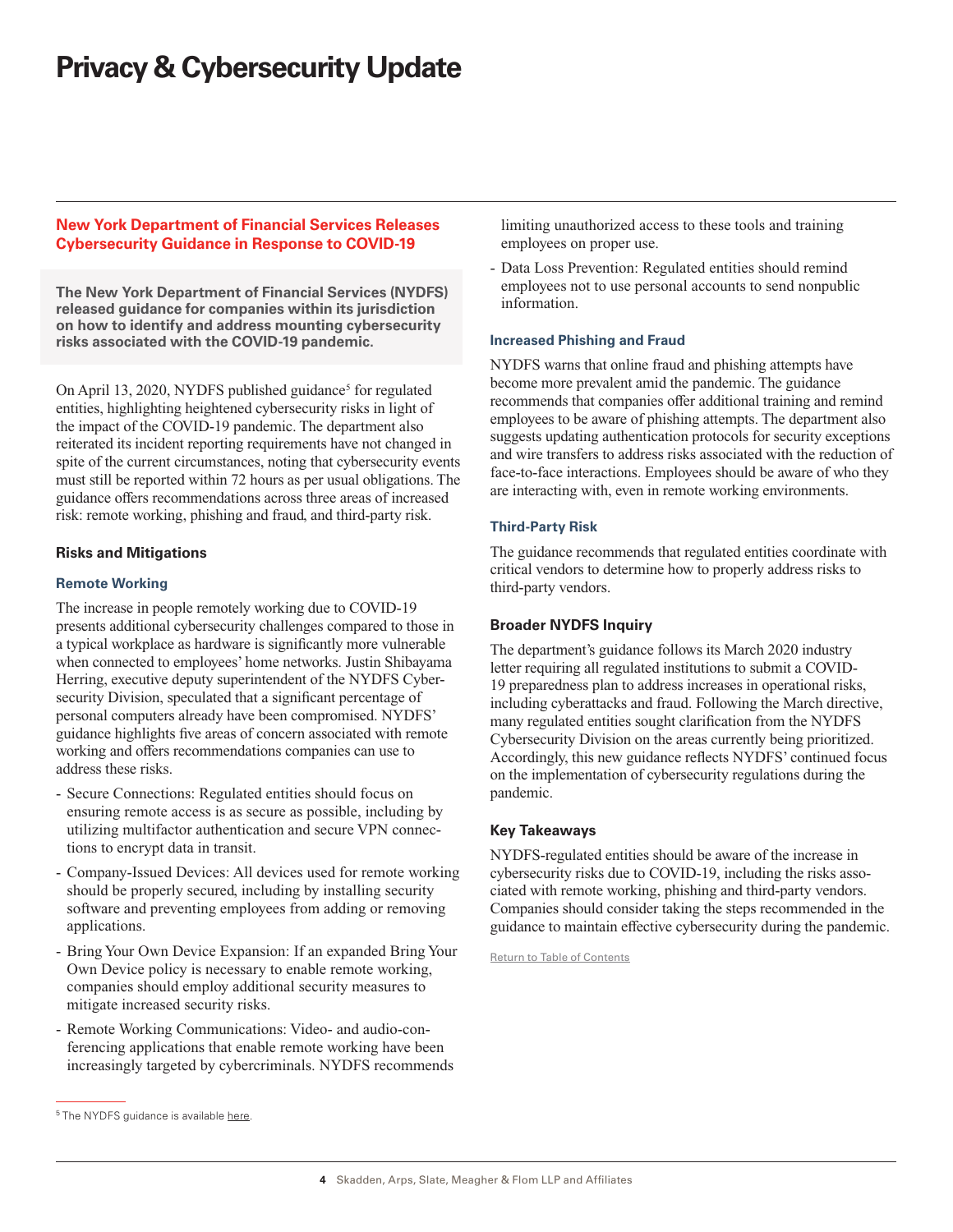## New York Department of Financial Services Releases Cybersecurity Guidance in Response to COVID-19

**The New York Department of Financial Services (NYDFS) released guidance for companies within its jurisdiction on how to identify and address mounting cybersecurity risks associated with the COVID-19 pandemic.**

On April 13, 2020, NYDFS published guidance[5] for regulated entities, highlighting heightened cybersecurity risks in light of the impact of the COVID-19 pandemic. The department also reiterated its incident reporting requirements have not changed in spite of the current circumstances, noting that cybersecurity events must still be reported within 72 hours as per usual obligations. The guidance offers recommendations across three areas of increased risk: remote working, phishing and fraud, and third-party risk.

### Risks and Mitigations

#### Remote Working

The increase in people remotely working due to COVID-19 presents additional cybersecurity challenges compared to those in a typical workplace as hardware is significantly more vulnerable when connected to employees' home networks. Justin Shibayama Herring, executive deputy superintendent of the NYDFS Cybersecurity Division, speculated that a significant percentage of personal computers already have been compromised. NYDFS' guidance highlights five areas of concern associated with remote working and offers recommendations companies can use to address these risks.

- Secure Connections: Regulated entities should focus on ensuring remote access is as secure as possible, including by utilizing multifactor authentication and secure VPN connections to encrypt data in transit.
- Company-Issued Devices: All devices used for remote working should be properly secured, including by installing security software and preventing employees from adding or removing applications.
- Bring Your Own Device Expansion: If an expanded Bring Your Own Device policy is necessary to enable remote working, companies should employ additional security measures to mitigate increased security risks.
- Remote Working Communications: Video- and audio-conferencing applications that enable remote working have been increasingly targeted by cybercriminals. NYDFS recommends limiting unauthorized access to these tools and training employees on proper use.
- Data Loss Prevention: Regulated entities should remind employees not to use personal accounts to send nonpublic information.

#### Increased Phishing and Fraud

NYDFS warns that online fraud and phishing attempts have become more prevalent amid the pandemic. The guidance recommends that companies offer additional training and remind employees to be aware of phishing attempts. The department also suggests updating authentication protocols for security exceptions and wire transfers to address risks associated with the reduction of face-to-face interactions. Employees should be aware of who they are interacting with, even in remote working environments.

#### Third-Party Risk

The guidance recommends that regulated entities coordinate with critical vendors to determine how to properly address risks to third-party vendors.

### Broader NYDFS Inquiry

The department's guidance follows its March 2020 industry letter requiring all regulated institutions to submit a COVID-19 preparedness plan to address increases in operational risks, including cyberattacks and fraud. Following the March directive, many regulated entities sought clarification from the NYDFS Cybersecurity Division on the areas currently being prioritized. Accordingly, this new guidance reflects NYDFS' continued focus on the implementation of cybersecurity regulations during the pandemic.

### Key Takeaways

NYDFS-regulated entities should be aware of the increase in cybersecurity risks due to COVID-19, including the risks associated with remote working, phishing and third-party vendors. Companies should consider taking the steps recommended in the guidance to maintain effective cybersecurity during the pandemic.

Return to Table of Contents

[5] The NYDFS guidance is available here.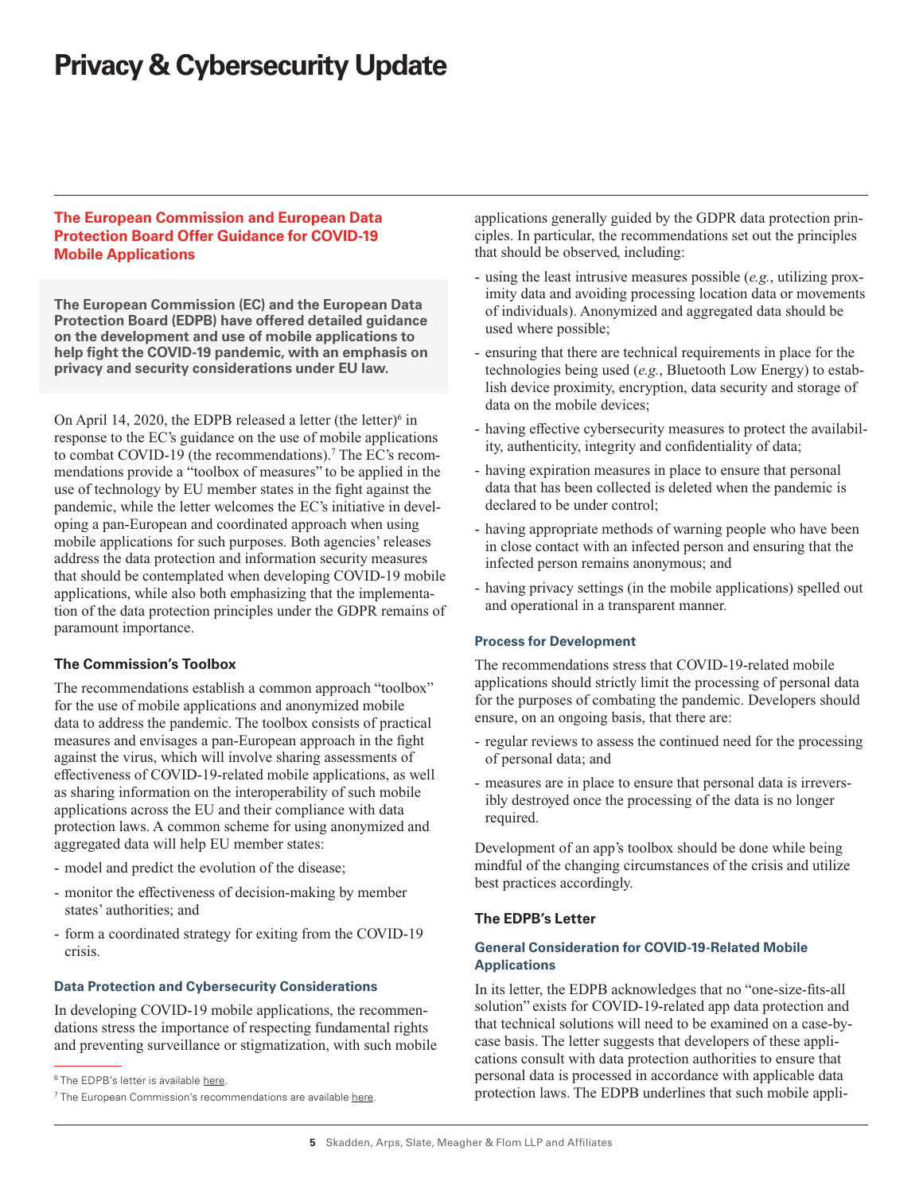## The European Commission and European Data Protection Board Offer Guidance for COVID-19 Mobile Applications

**The European Commission (EC) and the European Data Protection Board (EDPB) have offered detailed guidance on the development and use of mobile applications to help fight the COVID-19 pandemic, with an emphasis on privacy and security considerations under EU law.**

On April 14, 2020, the EDPB released a letter (the letter)[6] in response to the EC's guidance on the use of mobile applications to combat COVID-19 (the recommendations).[7] The EC's recommendations provide a "toolbox of measures" to be applied in the use of technology by EU member states in the fight against the pandemic, while the letter welcomes the EC's initiative in developing a pan-European and coordinated approach when using mobile applications for such purposes. Both agencies' releases address the data protection and information security measures that should be contemplated when developing COVID-19 mobile applications, while also both emphasizing that the implementation of the data protection principles under the GDPR remains of paramount importance.

### The Commission's Toolbox

The recommendations establish a common approach "toolbox" for the use of mobile applications and anonymized mobile data to address the pandemic. The toolbox consists of practical measures and envisages a pan-European approach in the fight against the virus, which will involve sharing assessments of effectiveness of COVID-19-related mobile applications, as well as sharing information on the interoperability of such mobile applications across the EU and their compliance with data protection laws. A common scheme for using anonymized and aggregated data will help EU member states:

- model and predict the evolution of the disease;
- monitor the effectiveness of decision-making by member states' authorities; and
- form a coordinated strategy for exiting from the COVID-19 crisis.

#### Data Protection and Cybersecurity Considerations

In developing COVID-19 mobile applications, the recommendations stress the importance of respecting fundamental rights and preventing surveillance or stigmatization, with such mobile applications generally guided by the GDPR data protection principles. In particular, the recommendations set out the principles that should be observed, including:

- using the least intrusive measures possible (*e.g.*, utilizing proximity data and avoiding processing location data or movements of individuals). Anonymized and aggregated data should be used where possible;
- ensuring that there are technical requirements in place for the technologies being used (*e.g.*, Bluetooth Low Energy) to establish device proximity, encryption, data security and storage of data on the mobile devices;
- having effective cybersecurity measures to protect the availability, authenticity, integrity and confidentiality of data;
- having expiration measures in place to ensure that personal data that has been collected is deleted when the pandemic is declared to be under control;
- having appropriate methods of warning people who have been in close contact with an infected person and ensuring that the infected person remains anonymous; and
- having privacy settings (in the mobile applications) spelled out and operational in a transparent manner.

#### Process for Development

The recommendations stress that COVID-19-related mobile applications should strictly limit the processing of personal data for the purposes of combating the pandemic. Developers should ensure, on an ongoing basis, that there are:

- regular reviews to assess the continued need for the processing of personal data; and
- measures are in place to ensure that personal data is irreversibly destroyed once the processing of the data is no longer required.

Development of an app's toolbox should be done while being mindful of the changing circumstances of the crisis and utilize best practices accordingly.

### The EDPB's Letter

#### General Consideration for COVID-19-Related Mobile Applications

In its letter, the EDPB acknowledges that no "one-size-fits-all solution" exists for COVID-19-related app data protection and that technical solutions will need to be examined on a case-by-case basis. The letter suggests that developers of these applications consult with data protection authorities to ensure that personal data is processed in accordance with applicable data protection laws. The EDPB underlines that such mobile appli-

[6] The EDPB's letter is available here.

[7] The European Commission's recommendations are available here.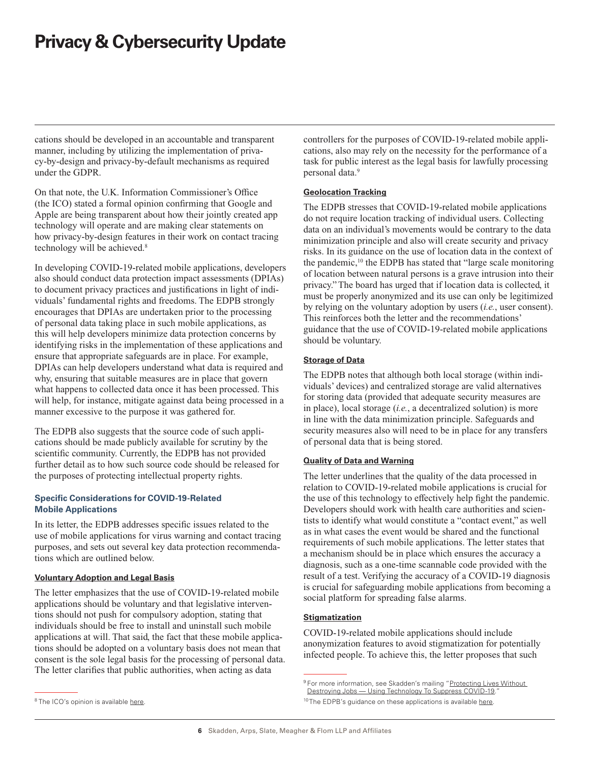cations should be developed in an accountable and transparent manner, including by utilizing the implementation of privacy-by-design and privacy-by-default mechanisms as required under the GDPR.

On that note, the U.K. Information Commissioner's Office (the ICO) stated a formal opinion confirming that Google and Apple are being transparent about how their jointly created app technology will operate and are making clear statements on how privacy-by-design features in their work on contact tracing technology will be achieved.[8]

In developing COVID-19-related mobile applications, developers also should conduct data protection impact assessments (DPIAs) to document privacy practices and justifications in light of individuals' fundamental rights and freedoms. The EDPB strongly encourages that DPIAs are undertaken prior to the processing of personal data taking place in such mobile applications, as this will help developers minimize data protection concerns by identifying risks in the implementation of these applications and ensure that appropriate safeguards are in place. For example, DPIAs can help developers understand what data is required and why, ensuring that suitable measures are in place that govern what happens to collected data once it has been processed. This will help, for instance, mitigate against data being processed in a manner excessive to the purpose it was gathered for.

The EDPB also suggests that the source code of such applications should be made publicly available for scrutiny by the scientific community. Currently, the EDPB has not provided further detail as to how such source code should be released for the purposes of protecting intellectual property rights.

### Specific Considerations for COVID-19-Related Mobile Applications

In its letter, the EDPB addresses specific issues related to the use of mobile applications for virus warning and contact tracing purposes, and sets out several key data protection recommendations which are outlined below.

#### Voluntary Adoption and Legal Basis

The letter emphasizes that the use of COVID-19-related mobile applications should be voluntary and that legislative interventions should not push for compulsory adoption, stating that individuals should be free to install and uninstall such mobile applications at will. That said, the fact that these mobile applications should be adopted on a voluntary basis does not mean that consent is the sole legal basis for the processing of personal data. The letter clarifies that public authorities, when acting as data controllers for the purposes of COVID-19-related mobile applications, also may rely on the necessity for the performance of a task for public interest as the legal basis for lawfully processing personal data.[9]

#### Geolocation Tracking

The EDPB stresses that COVID-19-related mobile applications do not require location tracking of individual users. Collecting data on an individual's movements would be contrary to the data minimization principle and also will create security and privacy risks. In its guidance on the use of location data in the context of the pandemic,[10] the EDPB has stated that "large scale monitoring of location between natural persons is a grave intrusion into their privacy." The board has urged that if location data is collected, it must be properly anonymized and its use can only be legitimized by relying on the voluntary adoption by users (*i.e.*, user consent). This reinforces both the letter and the recommendations' guidance that the use of COVID-19-related mobile applications should be voluntary.

#### Storage of Data

The EDPB notes that although both local storage (within individuals' devices) and centralized storage are valid alternatives for storing data (provided that adequate security measures are in place), local storage (*i.e.*, a decentralized solution) is more in line with the data minimization principle. Safeguards and security measures also will need to be in place for any transfers of personal data that is being stored.

#### Quality of Data and Warning

The letter underlines that the quality of the data processed in relation to COVID-19-related mobile applications is crucial for the use of this technology to effectively help fight the pandemic. Developers should work with health care authorities and scientists to identify what would constitute a "contact event," as well as in what cases the event would be shared and the functional requirements of such mobile applications. The letter states that a mechanism should be in place which ensures the accuracy a diagnosis, such as a one-time scannable code provided with the result of a test. Verifying the accuracy of a COVID-19 diagnosis is crucial for safeguarding mobile applications from becoming a social platform for spreading false alarms.

#### Stigmatization

COVID-19-related mobile applications should include anonymization features to avoid stigmatization for potentially infected people. To achieve this, the letter proposes that such

---

[8] The ICO's opinion is available here.

[9] For more information, see Skadden's mailing "Protecting Lives Without Destroying Jobs — Using Technology To Suppress COVID-19."

[10] The EDPB's guidance on these applications is available here.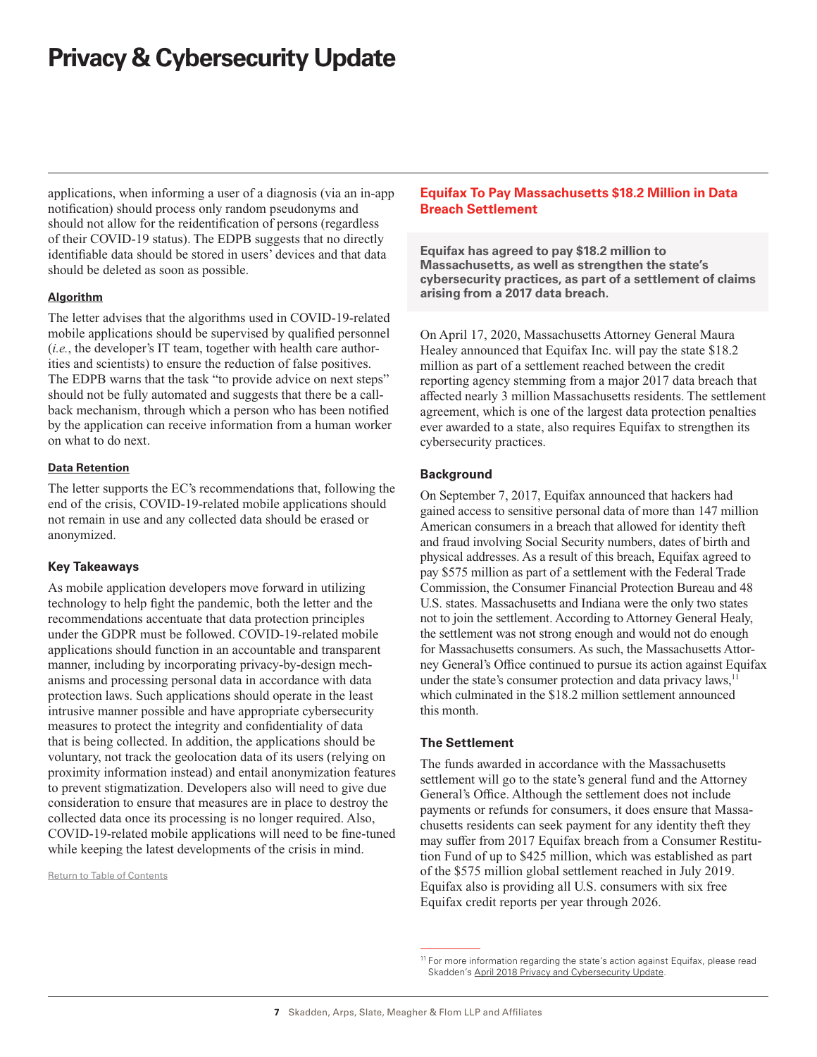applications, when informing a user of a diagnosis (via an in-app notification) should process only random pseudonyms and should not allow for the reidentification of persons (regardless of their COVID-19 status). The EDPB suggests that no directly identifiable data should be stored in users' devices and that data should be deleted as soon as possible.

#### Algorithm

The letter advises that the algorithms used in COVID-19-related mobile applications should be supervised by qualified personnel (*i.e.*, the developer's IT team, together with health care authorities and scientists) to ensure the reduction of false positives. The EDPB warns that the task "to provide advice on next steps" should not be fully automated and suggests that there be a call-back mechanism, through which a person who has been notified by the application can receive information from a human worker on what to do next.

#### Data Retention

The letter supports the EC's recommendations that, following the end of the crisis, COVID-19-related mobile applications should not remain in use and any collected data should be erased or anonymized.

### Key Takeaways

As mobile application developers move forward in utilizing technology to help fight the pandemic, both the letter and the recommendations accentuate that data protection principles under the GDPR must be followed. COVID-19-related mobile applications should function in an accountable and transparent manner, including by incorporating privacy-by-design mechanisms and processing personal data in accordance with data protection laws. Such applications should operate in the least intrusive manner possible and have appropriate cybersecurity measures to protect the integrity and confidentiality of data that is being collected. In addition, the applications should be voluntary, not track the geolocation data of its users (relying on proximity information instead) and entail anonymization features to prevent stigmatization. Developers also will need to give due consideration to ensure that measures are in place to destroy the collected data once its processing is no longer required. Also, COVID-19-related mobile applications will need to be fine-tuned while keeping the latest developments of the crisis in mind.

Return to Table of Contents

## Equifax To Pay Massachusetts $18.2 Million in Data Breach Settlement

**Equifax has agreed to pay $18.2 million to Massachusetts, as well as strengthen the state's cybersecurity practices, as part of a settlement of claims arising from a 2017 data breach.**

On April 17, 2020, Massachusetts Attorney General Maura Healey announced that Equifax Inc. will pay the state $18.2 million as part of a settlement reached between the credit reporting agency stemming from a major 2017 data breach that affected nearly 3 million Massachusetts residents. The settlement agreement, which is one of the largest data protection penalties ever awarded to a state, also requires Equifax to strengthen its cybersecurity practices.

### Background

On September 7, 2017, Equifax announced that hackers had gained access to sensitive personal data of more than 147 million American consumers in a breach that allowed for identity theft and fraud involving Social Security numbers, dates of birth and physical addresses. As a result of this breach, Equifax agreed to pay $575 million as part of a settlement with the Federal Trade Commission, the Consumer Financial Protection Bureau and 48 U.S. states. Massachusetts and Indiana were the only two states not to join the settlement. According to Attorney General Healy, the settlement was not strong enough and would not do enough for Massachusetts consumers. As such, the Massachusetts Attorney General's Office continued to pursue its action against Equifax under the state's consumer protection and data privacy laws,[11] which culminated in the $18.2 million settlement announced this month.

### The Settlement

The funds awarded in accordance with the Massachusetts settlement will go to the state's general fund and the Attorney General's Office. Although the settlement does not include payments or refunds for consumers, it does ensure that Massachusetts residents can seek payment for any identity theft they may suffer from 2017 Equifax breach from a Consumer Restitution Fund of up to $425 million, which was established as part of the $575 million global settlement reached in July 2019. Equifax also is providing all U.S. consumers with six free Equifax credit reports per year through 2026.

[11] For more information regarding the state's action against Equifax, please read Skadden's April 2018 Privacy and Cybersecurity Update.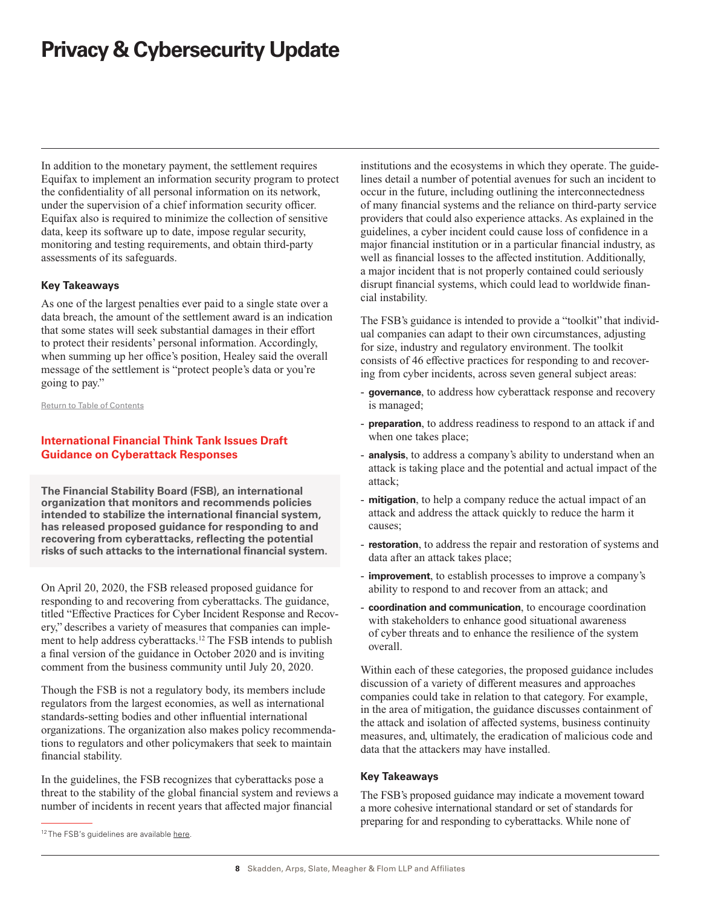In addition to the monetary payment, the settlement requires Equifax to implement an information security program to protect the confidentiality of all personal information on its network, under the supervision of a chief information security officer. Equifax also is required to minimize the collection of sensitive data, keep its software up to date, impose regular security, monitoring and testing requirements, and obtain third-party assessments of its safeguards.

#### Key Takeaways

As one of the largest penalties ever paid to a single state over a data breach, the amount of the settlement award is an indication that some states will seek substantial damages in their effort to protect their residents' personal information. Accordingly, when summing up her office's position, Healey said the overall message of the settlement is "protect people's data or you're going to pay."

Return to Table of Contents

### International Financial Think Tank Issues Draft Guidance on Cyberattack Responses

**The Financial Stability Board (FSB), an international organization that monitors and recommends policies intended to stabilize the international financial system, has released proposed guidance for responding to and recovering from cyberattacks, reflecting the potential risks of such attacks to the international financial system.**

On April 20, 2020, the FSB released proposed guidance for responding to and recovering from cyberattacks. The guidance, titled "Effective Practices for Cyber Incident Response and Recovery," describes a variety of measures that companies can implement to help address cyberattacks.[12] The FSB intends to publish a final version of the guidance in October 2020 and is inviting comment from the business community until July 20, 2020.

Though the FSB is not a regulatory body, its members include regulators from the largest economies, as well as international standards-setting bodies and other influential international organizations. The organization also makes policy recommendations to regulators and other policymakers that seek to maintain financial stability.

In the guidelines, the FSB recognizes that cyberattacks pose a threat to the stability of the global financial system and reviews a number of incidents in recent years that affected major financial institutions and the ecosystems in which they operate. The guidelines detail a number of potential avenues for such an incident to occur in the future, including outlining the interconnectedness of many financial systems and the reliance on third-party service providers that could also experience attacks. As explained in the guidelines, a cyber incident could cause loss of confidence in a major financial institution or in a particular financial industry, as well as financial losses to the affected institution. Additionally, a major incident that is not properly contained could seriously disrupt financial systems, which could lead to worldwide financial instability.

The FSB's guidance is intended to provide a "toolkit" that individual companies can adapt to their own circumstances, adjusting for size, industry and regulatory environment. The toolkit consists of 46 effective practices for responding to and recovering from cyber incidents, across seven general subject areas:

- **governance**, to address how cyberattack response and recovery is managed;
- **preparation**, to address readiness to respond to an attack if and when one takes place;
- **analysis**, to address a company's ability to understand when an attack is taking place and the potential and actual impact of the attack;
- **mitigation**, to help a company reduce the actual impact of an attack and address the attack quickly to reduce the harm it causes;
- **restoration**, to address the repair and restoration of systems and data after an attack takes place;
- **improvement**, to establish processes to improve a company's ability to respond to and recover from an attack; and
- **coordination and communication**, to encourage coordination with stakeholders to enhance good situational awareness of cyber threats and to enhance the resilience of the system overall.

Within each of these categories, the proposed guidance includes discussion of a variety of different measures and approaches companies could take in relation to that category. For example, in the area of mitigation, the guidance discusses containment of the attack and isolation of affected systems, business continuity measures, and, ultimately, the eradication of malicious code and data that the attackers may have installed.

#### Key Takeaways

The FSB's proposed guidance may indicate a movement toward a more cohesive international standard or set of standards for preparing for and responding to cyberattacks. While none of

[12] The FSB's guidelines are available here.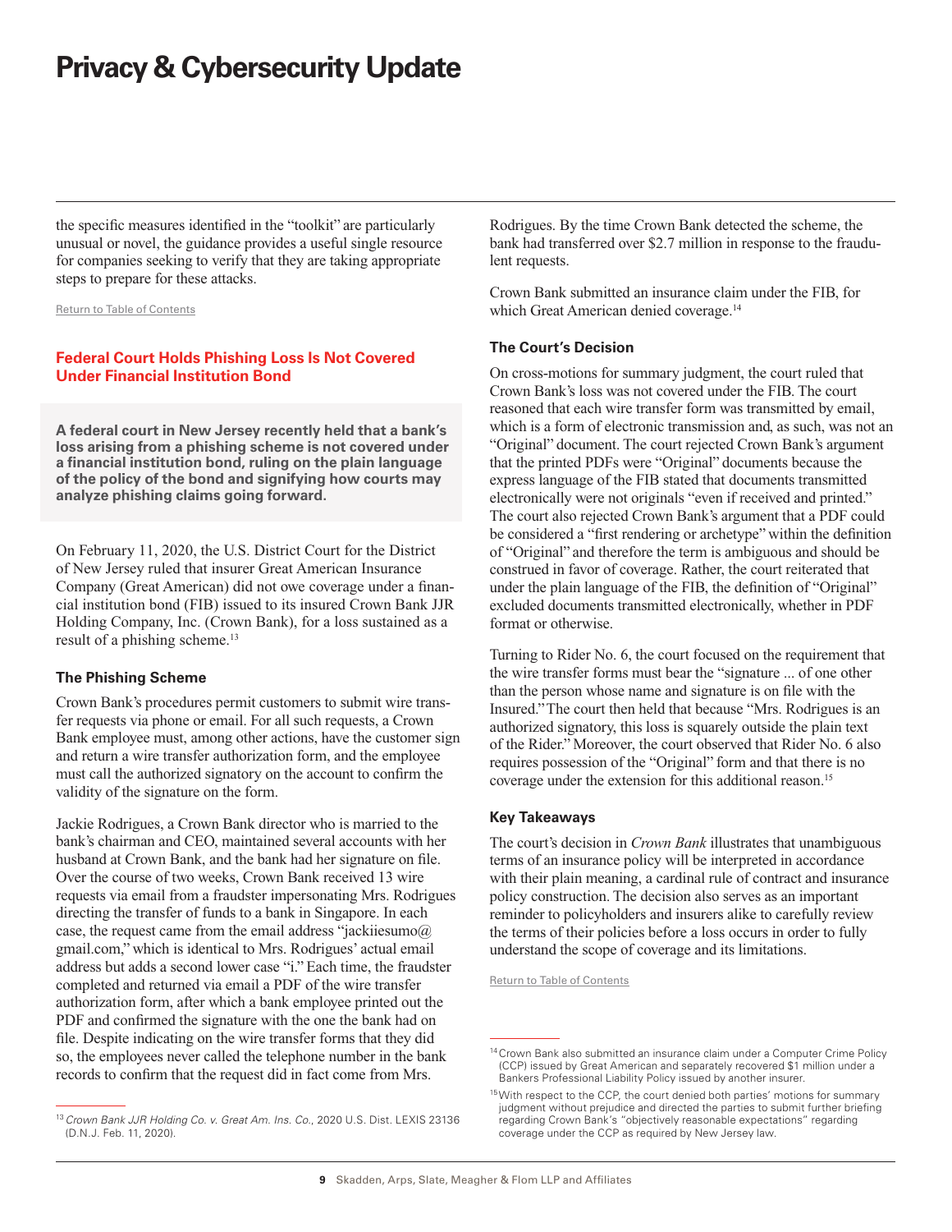the specific measures identified in the "toolkit" are particularly unusual or novel, the guidance provides a useful single resource for companies seeking to verify that they are taking appropriate steps to prepare for these attacks.

Return to Table of Contents

## Federal Court Holds Phishing Loss Is Not Covered Under Financial Institution Bond

**A federal court in New Jersey recently held that a bank's loss arising from a phishing scheme is not covered under a financial institution bond, ruling on the plain language of the policy of the bond and signifying how courts may analyze phishing claims going forward.**

On February 11, 2020, the U.S. District Court for the District of New Jersey ruled that insurer Great American Insurance Company (Great American) did not owe coverage under a financial institution bond (FIB) issued to its insured Crown Bank JJR Holding Company, Inc. (Crown Bank), for a loss sustained as a result of a phishing scheme.[13]

### The Phishing Scheme

Crown Bank's procedures permit customers to submit wire transfer requests via phone or email. For all such requests, a Crown Bank employee must, among other actions, have the customer sign and return a wire transfer authorization form, and the employee must call the authorized signatory on the account to confirm the validity of the signature on the form.

Jackie Rodrigues, a Crown Bank director who is married to the bank's chairman and CEO, maintained several accounts with her husband at Crown Bank, and the bank had her signature on file. Over the course of two weeks, Crown Bank received 13 wire requests via email from a fraudster impersonating Mrs. Rodrigues directing the transfer of funds to a bank in Singapore. In each case, the request came from the email address "jackiiesumo@gmail.com," which is identical to Mrs. Rodrigues' actual email address but adds a second lower case "i." Each time, the fraudster completed and returned via email a PDF of the wire transfer authorization form, after which a bank employee printed out the PDF and confirmed the signature with the one the bank had on file. Despite indicating on the wire transfer forms that they did so, the employees never called the telephone number in the bank records to confirm that the request did in fact come from Mrs. Rodrigues. By the time Crown Bank detected the scheme, the bank had transferred over $2.7 million in response to the fraudulent requests.

Crown Bank submitted an insurance claim under the FIB, for which Great American denied coverage.[14]

### The Court's Decision

On cross-motions for summary judgment, the court ruled that Crown Bank's loss was not covered under the FIB. The court reasoned that each wire transfer form was transmitted by email, which is a form of electronic transmission and, as such, was not an "Original" document. The court rejected Crown Bank's argument that the printed PDFs were "Original" documents because the express language of the FIB stated that documents transmitted electronically were not originals "even if received and printed." The court also rejected Crown Bank's argument that a PDF could be considered a "first rendering or archetype" within the definition of "Original" and therefore the term is ambiguous and should be construed in favor of coverage. Rather, the court reiterated that under the plain language of the FIB, the definition of "Original" excluded documents transmitted electronically, whether in PDF format or otherwise.

Turning to Rider No. 6, the court focused on the requirement that the wire transfer forms must bear the "signature ... of one other than the person whose name and signature is on file with the Insured." The court then held that because "Mrs. Rodrigues is an authorized signatory, this loss is squarely outside the plain text of the Rider." Moreover, the court observed that Rider No. 6 also requires possession of the "Original" form and that there is no coverage under the extension for this additional reason.[15]

### Key Takeaways

The court's decision in *Crown Bank* illustrates that unambiguous terms of an insurance policy will be interpreted in accordance with their plain meaning, a cardinal rule of contract and insurance policy construction. The decision also serves as an important reminder to policyholders and insurers alike to carefully review the terms of their policies before a loss occurs in order to fully understand the scope of coverage and its limitations.

Return to Table of Contents

---

[13] *Crown Bank JJR Holding Co. v. Great Am. Ins. Co.*, 2020 U.S. Dist. LEXIS 23136 (D.N.J. Feb. 11, 2020).

[14] Crown Bank also submitted an insurance claim under a Computer Crime Policy (CCP) issued by Great American and separately recovered $1 million under a Bankers Professional Liability Policy issued by another insurer.

[15] With respect to the CCP, the court denied both parties' motions for summary judgment without prejudice and directed the parties to submit further briefing regarding Crown Bank's "objectively reasonable expectations" regarding coverage under the CCP as required by New Jersey law.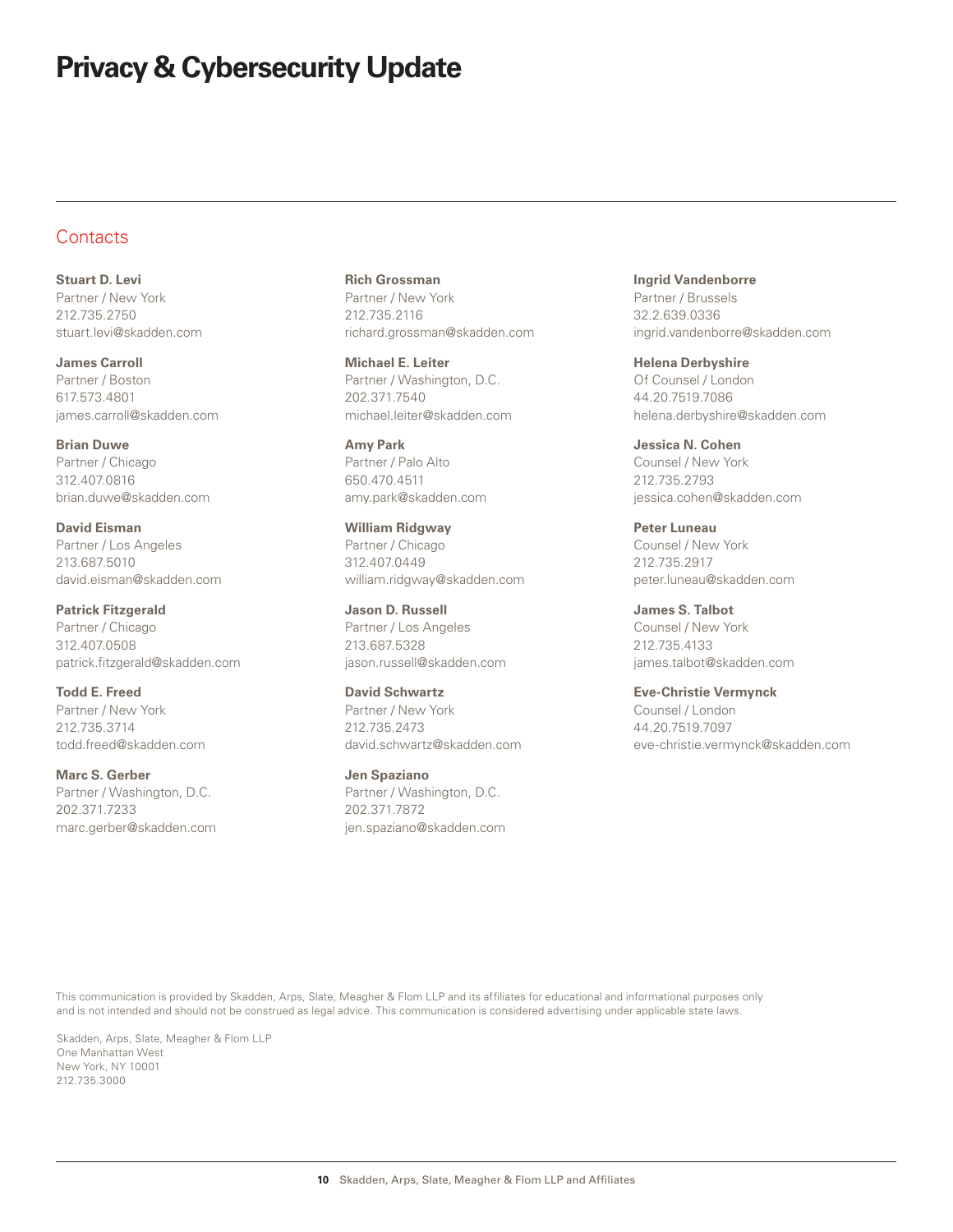# Privacy & Cybersecurity Update

## Contacts

**Stuart D. Levi**
Partner / New York
212.735.2750
stuart.levi@skadden.com

**James Carroll**
Partner / Boston
617.573.4801
james.carroll@skadden.com

**Brian Duwe**
Partner / Chicago
312.407.0816
brian.duwe@skadden.com

**David Eisman**
Partner / Los Angeles
213.687.5010
david.eisman@skadden.com

**Patrick Fitzgerald**
Partner / Chicago
312.407.0508
patrick.fitzgerald@skadden.com

**Todd E. Freed**
Partner / New York
212.735.3714
todd.freed@skadden.com

**Marc S. Gerber**
Partner / Washington, D.C.
202.371.7233
marc.gerber@skadden.com

**Rich Grossman**
Partner / New York
212.735.2116
richard.grossman@skadden.com

**Michael E. Leiter**
Partner / Washington, D.C.
202.371.7540
michael.leiter@skadden.com

**Amy Park**
Partner / Palo Alto
650.470.4511
amy.park@skadden.com

**William Ridgway**
Partner / Chicago
312.407.0449
william.ridgway@skadden.com

**Jason D. Russell**
Partner / Los Angeles
213.687.5328
jason.russell@skadden.com

**David Schwartz**
Partner / New York
212.735.2473
david.schwartz@skadden.com

**Jen Spaziano**
Partner / Washington, D.C.
202.371.7872
jen.spaziano@skadden.com

**Ingrid Vandenborre**
Partner / Brussels
32.2.639.0336
ingrid.vandenborre@skadden.com

**Helena Derbyshire**
Of Counsel / London
44.20.7519.7086
helena.derbyshire@skadden.com

**Jessica N. Cohen**
Counsel / New York
212.735.2793
jessica.cohen@skadden.com

**Peter Luneau**
Counsel / New York
212.735.2917
peter.luneau@skadden.com

**James S. Talbot**
Counsel / New York
212.735.4133
james.talbot@skadden.com

**Eve-Christie Vermynck**
Counsel / London
44.20.7519.7097
eve-christie.vermynck@skadden.com

This communication is provided by Skadden, Arps, Slate, Meagher & Flom LLP and its affiliates for educational and informational purposes only and is not intended and should not be construed as legal advice. This communication is considered advertising under applicable state laws.

Skadden, Arps, Slate, Meagher & Flom LLP
One Manhattan West
New York, NY 10001
212.735.3000